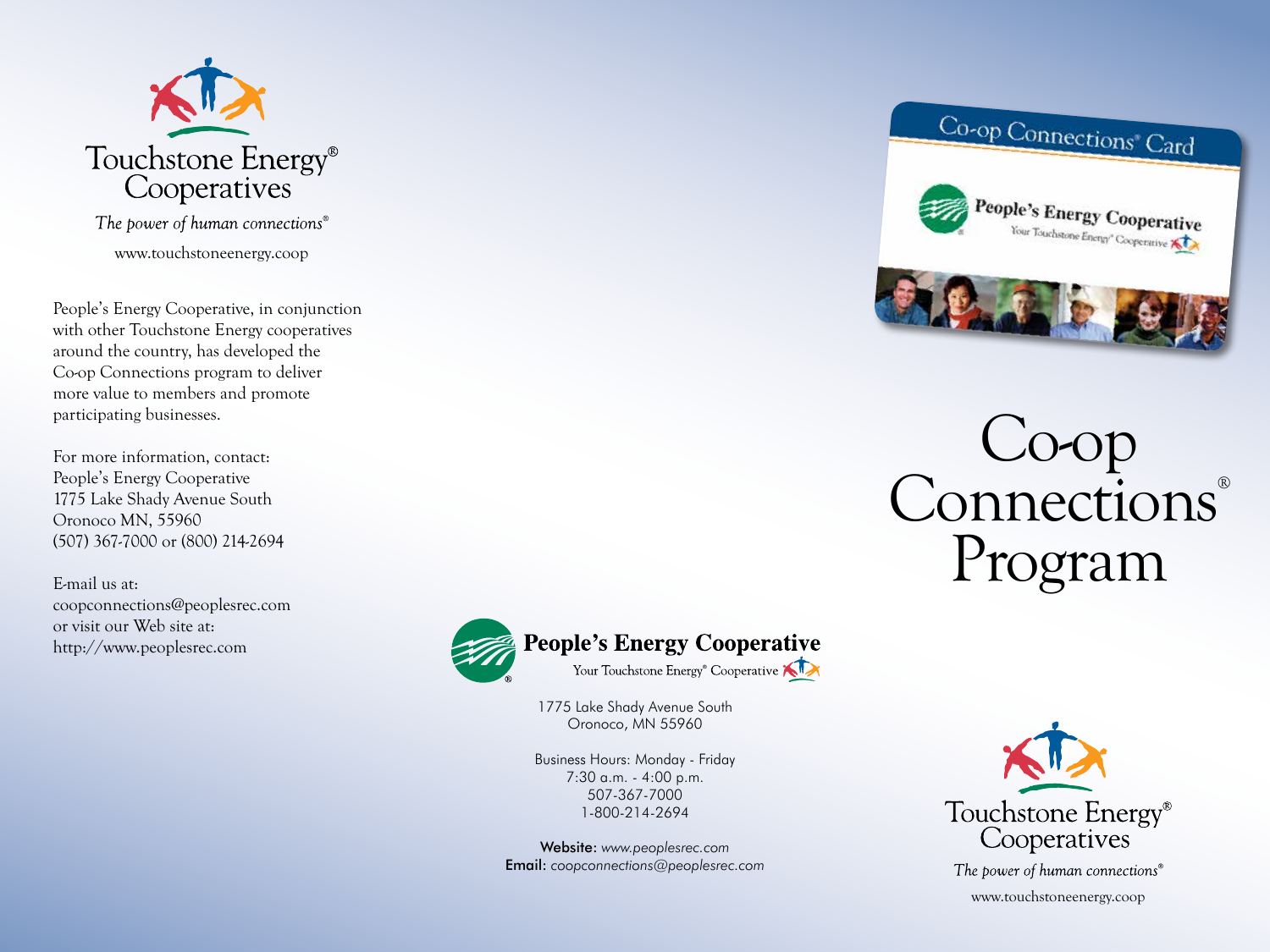Touchstone Energy® Cooperatives

*The power of human connections®*

www.touchstoneenergy.coop

People's Energy Cooperative, in conjunction with other Touchstone Energy cooperatives around the country, has developed the Co-op Connections program to deliver more value to members and promote participating businesses.

For more information, contact:
People's Energy Cooperative
1775 Lake Shady Avenue South
Oronoco MN, 55960
(507) 367-7000 or (800) 214-2694

E-mail us at:
coopconnections@peoplesrec.com
or visit our Web site at:
http://www.peoplesrec.com

**People's Energy Cooperative**
Your Touchstone Energy® Cooperative

1775 Lake Shady Avenue South
Oronoco, MN 55960

Business Hours: Monday - Friday
7:30 a.m. - 4:00 p.m.
507-367-7000
1-800-214-2694

**Website:** *www.peoplesrec.com*
**Email:** *coopconnections@peoplesrec.com*

Co-op Connections® Card

People's Energy Cooperative
Your Touchstone Energy® Cooperative

# Co-op Connections® Program

Touchstone Energy® Cooperatives

*The power of human connections®*

www.touchstoneenergy.coop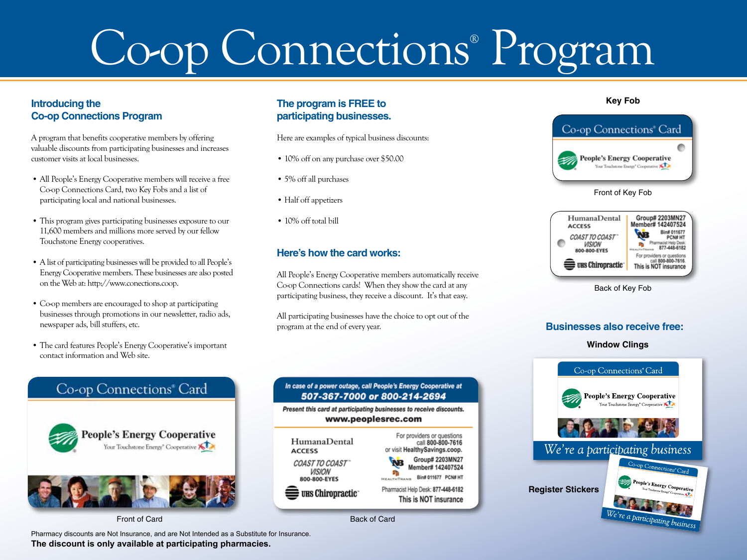# Co-op Connections® Program

## Introducing the Co-op Connections Program

A program that benefits cooperative members by offering valuable discounts from participating businesses and increases customer visits at local businesses.

- All People's Energy Cooperative members will receive a free Co-op Connections Card, two Key Fobs and a list of participating local and national businesses.
- This program gives participating businesses exposure to our 11,600 members and millions more served by our fellow Touchstone Energy cooperatives.
- A list of participating businesses will be provided to all People's Energy Cooperative members. These businesses are also posted on the Web at: http://www.conections.coop.
- Co-op members are encouraged to shop at participating businesses through promotions in our newsletter, radio ads, newspaper ads, bill stuffers, etc.
- The card features People's Energy Cooperative's important contact information and Web site.

Co-op Connections® Card

People's Energy Cooperative
Your Touchstone Energy® Cooperative

Front of Card

## The program is FREE to participating businesses.

Here are examples of typical business discounts:

- 10% off on any purchase over $50.00
- 5% off all purchases
- Half off appetizers
- 10% off total bill

## Here's how the card works:

All People's Energy Cooperative members automatically receive Co-op Connections cards! When they show the card at any participating business, they receive a discount. It's that easy.

All participating businesses have the choice to opt out of the program at the end of every year.

*In case of a power outage, call People's Energy Cooperative at*
**507-367-7000 or 800-214-2694**

*Present this card at participating businesses to receive discounts.*
**www.peoplesrec.com**

HumanaDental ACCESS
COAST TO COAST™ VISION
800-800-EYES
UHS Chiropractic™

For providers or questions call 800-800-7616 or visit HealthySavings.coop.
Group# 2203MN27
Member# 142407524
HealthTrans Bin# 011677 PCN# HT
Pharmacist Help Desk: 877-448-6182
This is NOT insurance

Back of Card

**Key Fob**

Co-op Connections® Card

People's Energy Cooperative
Your Touchstone Energy® Cooperative

Front of Key Fob

HumanaDental ACCESS
COAST TO COAST™ VISION
800-800-EYES
UHS Chiropractic™

Group# 2203MN27
Member# 142407524
Bin# 011677
PCN# HT
Pharmacist Help Desk: 877-448-6182
For providers or questions call 800-800-7616.
This is NOT insurance

Back of Key Fob

## Businesses also receive free:

**Window Clings**

Co-op Connections® Card
People's Energy Cooperative
Your Touchstone Energy® Cooperative
*We're a participating business*

**Register Stickers**

Co-op Connections® Card
People's Energy Cooperative
Your Touchstone Energy® Cooperative
*We're a participating business*

Pharmacy discounts are Not Insurance, and are Not Intended as a Substitute for Insurance.
**The discount is only available at participating pharmacies.**